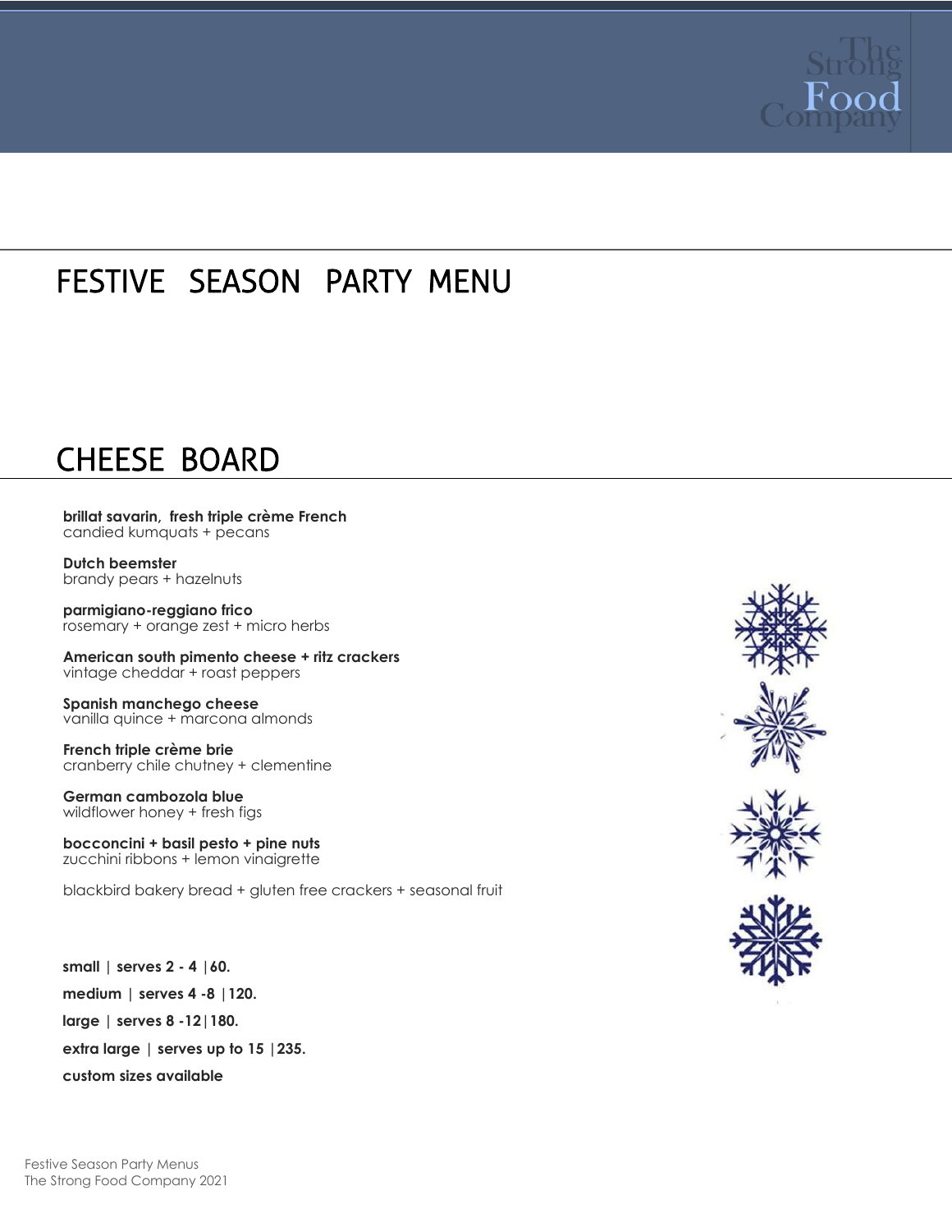The Strong Food Company

# FESTIVE SEASON PARTY MENU

## CHEESE BOARD

**brillat savarin, fresh triple crème French**
candied kumquats + pecans

**Dutch beemster**
brandy pears + hazelnuts

**parmigiano-reggiano frico**
rosemary + orange zest + micro herbs

**American south pimento cheese + ritz crackers**
vintage cheddar + roast peppers

**Spanish manchego cheese**
vanilla quince + marcona almonds

**French triple crème brie**
cranberry chile chutney + clementine

**German cambozola blue**
wildflower honey + fresh figs

**bocconcini + basil pesto + pine nuts**
zucchini ribbons + lemon vinaigrette

blackbird bakery bread + gluten free crackers + seasonal fruit

**small | serves 2 - 4 |60.**

**medium | serves 4 -8 |120.**

**large | serves 8 -12|180.**

**extra large | serves up to 15 |235.**

**custom sizes available**

Festive Season Party Menus
The Strong Food Company 2021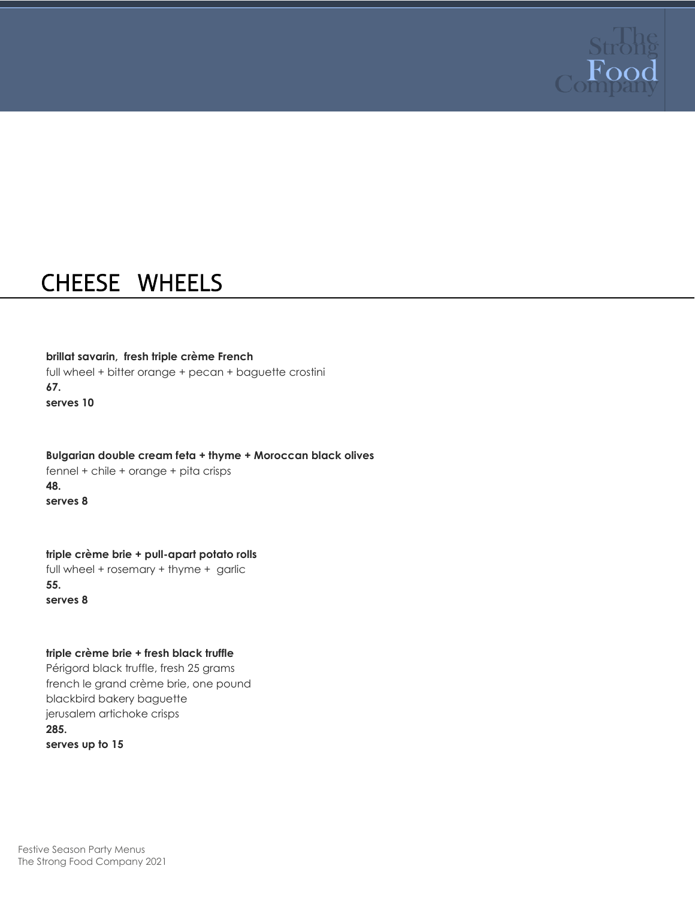# CHEESE WHEELS

**brillat savarin, fresh triple crème French**
full wheel + bitter orange + pecan + baguette crostini
**67.**
**serves 10**

**Bulgarian double cream feta + thyme + Moroccan black olives**
fennel + chile + orange + pita crisps
**48.**
**serves 8**

**triple crème brie + pull-apart potato rolls**
full wheel + rosemary + thyme + garlic
**55.**
**serves 8**

**triple crème brie + fresh black truffle**
Périgord black truffle, fresh 25 grams
french le grand crème brie, one pound
blackbird bakery baguette
jerusalem artichoke crisps
**285.**
**serves up to 15**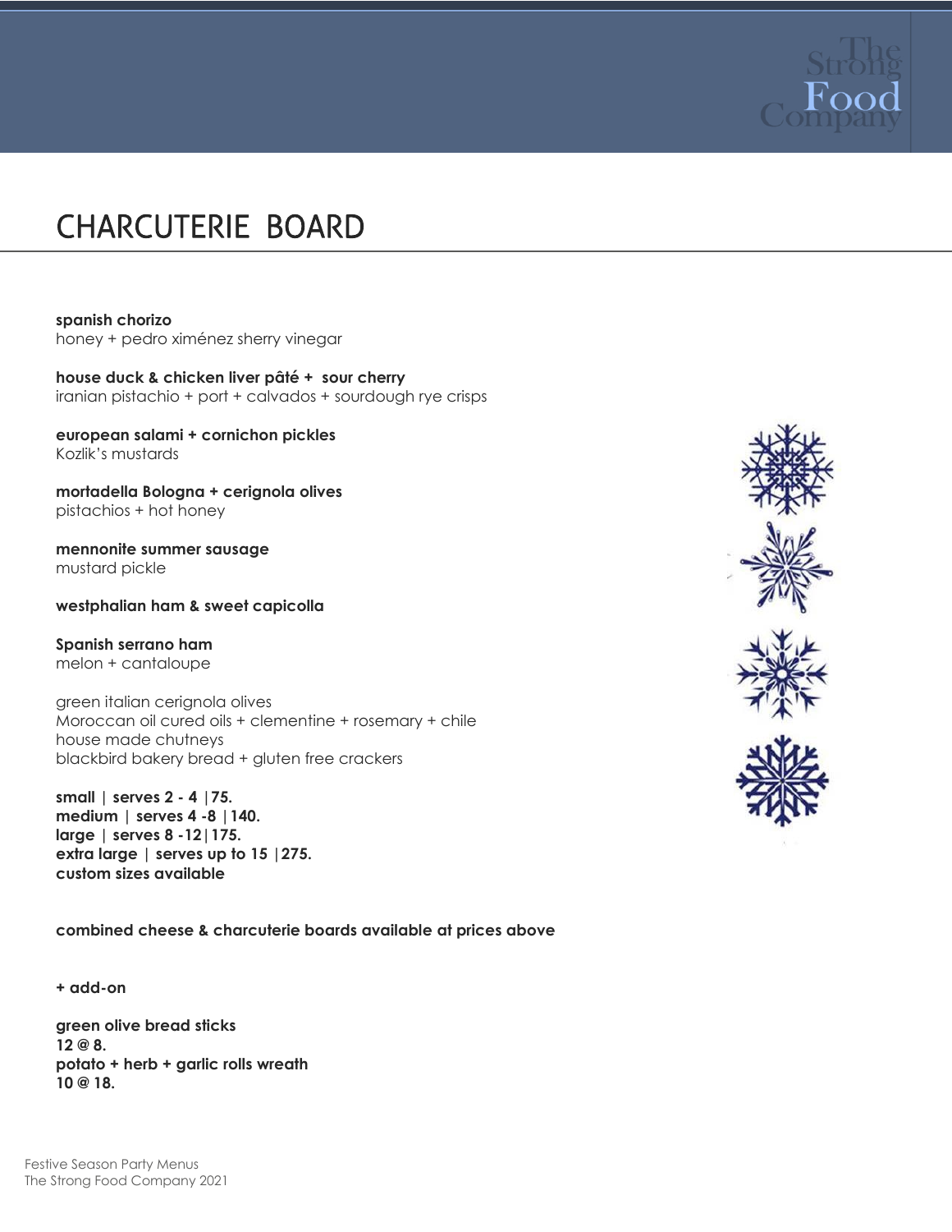# CHARCUTERIE BOARD

**spanish chorizo**
honey + pedro ximénez sherry vinegar

**house duck & chicken liver pâté + sour cherry**
iranian pistachio + port + calvados + sourdough rye crisps

**european salami + cornichon pickles**
Kozlik's mustards

**mortadella Bologna + cerignola olives**
pistachios + hot honey

**mennonite summer sausage**
mustard pickle

**westphalian ham & sweet capicolla**

**Spanish serrano ham**
melon + cantaloupe

green italian cerignola olives
Moroccan oil cured oils + clementine + rosemary + chile
house made chutneys
blackbird bakery bread + gluten free crackers

**small | serves 2 - 4 |75.**
**medium | serves 4 -8 |140.**
**large | serves 8 -12|175.**
**extra large | serves up to 15 |275.**
**custom sizes available**

**combined cheese & charcuterie boards available at prices above**

**+ add-on**

**green olive bread sticks**
**12 @ 8.**
**potato + herb + garlic rolls wreath**
**10 @ 18.**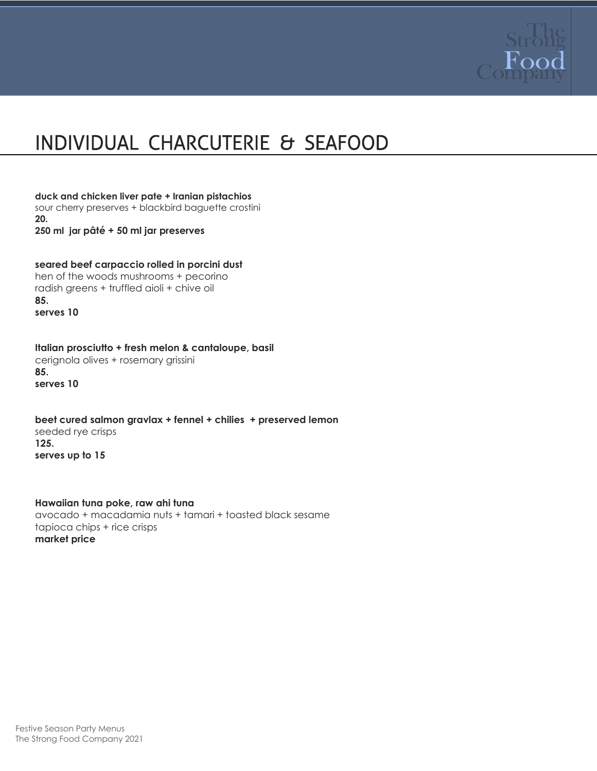# INDIVIDUAL CHARCUTERIE & SEAFOOD

**duck and chicken liver pate + Iranian pistachios**
sour cherry preserves + blackbird baguette crostini
**20.**
**250 ml jar pâté + 50 ml jar preserves**

**seared beef carpaccio rolled in porcini dust**
hen of the woods mushrooms + pecorino
radish greens + truffled aioli + chive oil
**85.**
**serves 10**

**Italian prosciutto + fresh melon & cantaloupe, basil**
cerignola olives + rosemary grissini
**85.**
**serves 10**

**beet cured salmon gravlax + fennel + chilies + preserved lemon**
seeded rye crisps
**125.**
**serves up to 15**

**Hawaiian tuna poke, raw ahi tuna**
avocado + macadamia nuts + tamari + toasted black sesame
tapioca chips + rice crisps
**market price**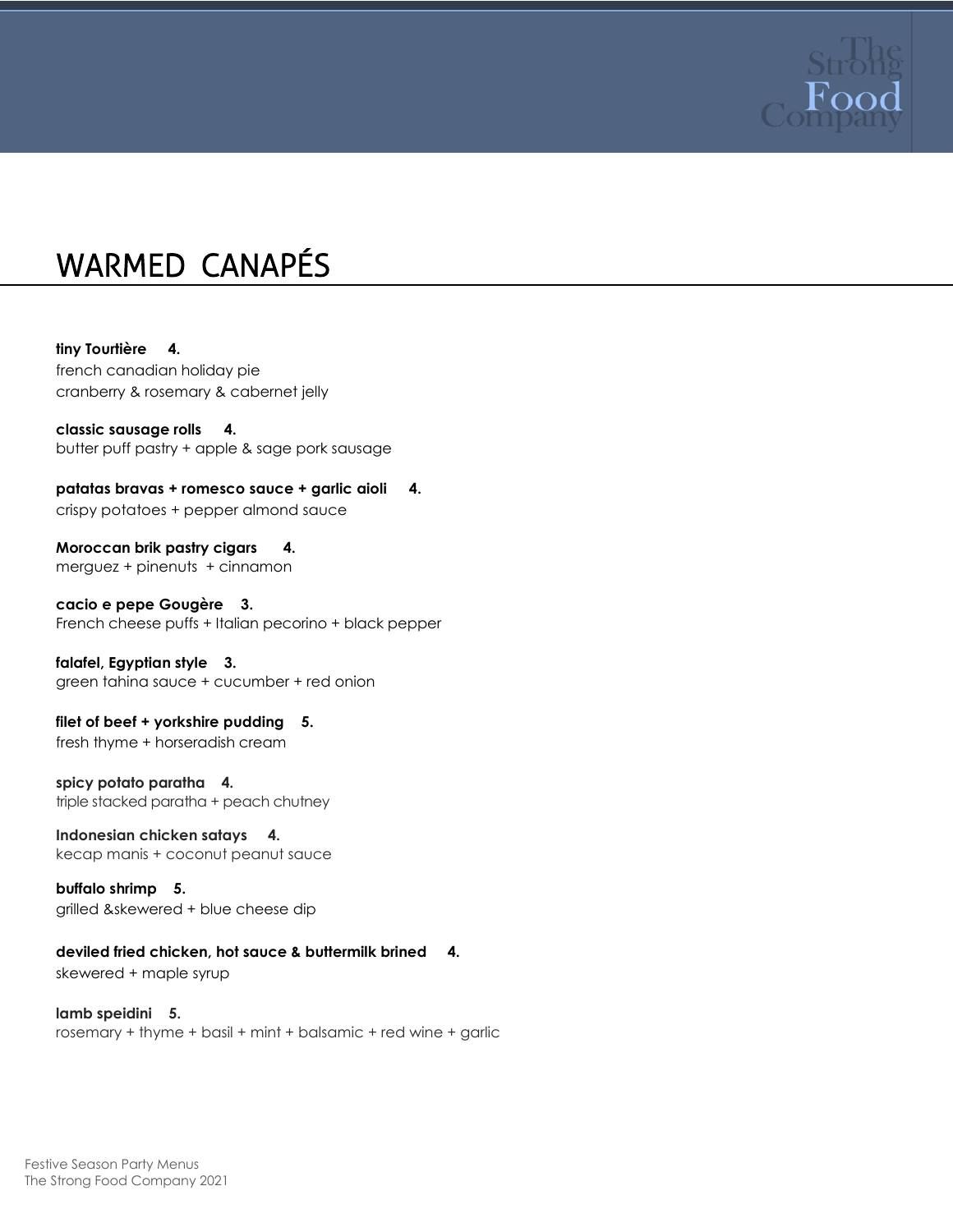# WARMED CANAPÉS

**tiny Tourtière 4.**
french canadian holiday pie
cranberry & rosemary & cabernet jelly

**classic sausage rolls 4.**
butter puff pastry + apple & sage pork sausage

**patatas bravas + romesco sauce + garlic aioli 4.**
crispy potatoes + pepper almond sauce

**Moroccan brik pastry cigars 4.**
merguez + pinenuts + cinnamon

**cacio e pepe Gougère 3.**
French cheese puffs + Italian pecorino + black pepper

**falafel, Egyptian style 3.**
green tahina sauce + cucumber + red onion

**filet of beef + yorkshire pudding 5.**
fresh thyme + horseradish cream

**spicy potato paratha 4.**
triple stacked paratha + peach chutney

**Indonesian chicken satays 4.**
kecap manis + coconut peanut sauce

**buffalo shrimp 5.**
grilled &skewered + blue cheese dip

**deviled fried chicken, hot sauce & buttermilk brined 4.**
skewered + maple syrup

**lamb speidini 5.**
rosemary + thyme + basil + mint + balsamic + red wine + garlic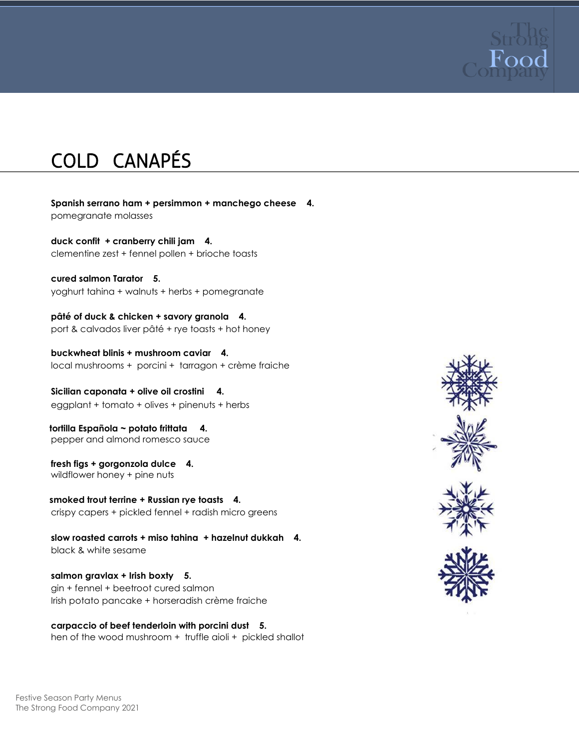# COLD CANAPÉS

**Spanish serrano ham + persimmon + manchego cheese 4.**
pomegranate molasses

**duck confit + cranberry chili jam 4.**
clementine zest + fennel pollen + brioche toasts

**cured salmon Tarator 5.**
yoghurt tahina + walnuts + herbs + pomegranate

**pâté of duck & chicken + savory granola 4.**
port & calvados liver pâté + rye toasts + hot honey

**buckwheat blinis + mushroom caviar 4.**
local mushrooms + porcini + tarragon + crème fraiche

**Sicilian caponata + olive oil crostini 4.**
eggplant + tomato + olives + pinenuts + herbs

**tortilla Española ~ potato frittata 4.**
pepper and almond romesco sauce

**fresh figs + gorgonzola dulce 4.**
wildflower honey + pine nuts

**smoked trout terrine + Russian rye toasts 4.**
crispy capers + pickled fennel + radish micro greens

**slow roasted carrots + miso tahina + hazelnut dukkah 4.**
black & white sesame

**salmon gravlax + Irish boxty 5.**
gin + fennel + beetroot cured salmon
Irish potato pancake + horseradish crème fraiche

**carpaccio of beef tenderloin with porcini dust 5.**
hen of the wood mushroom + truffle aioli + pickled shallot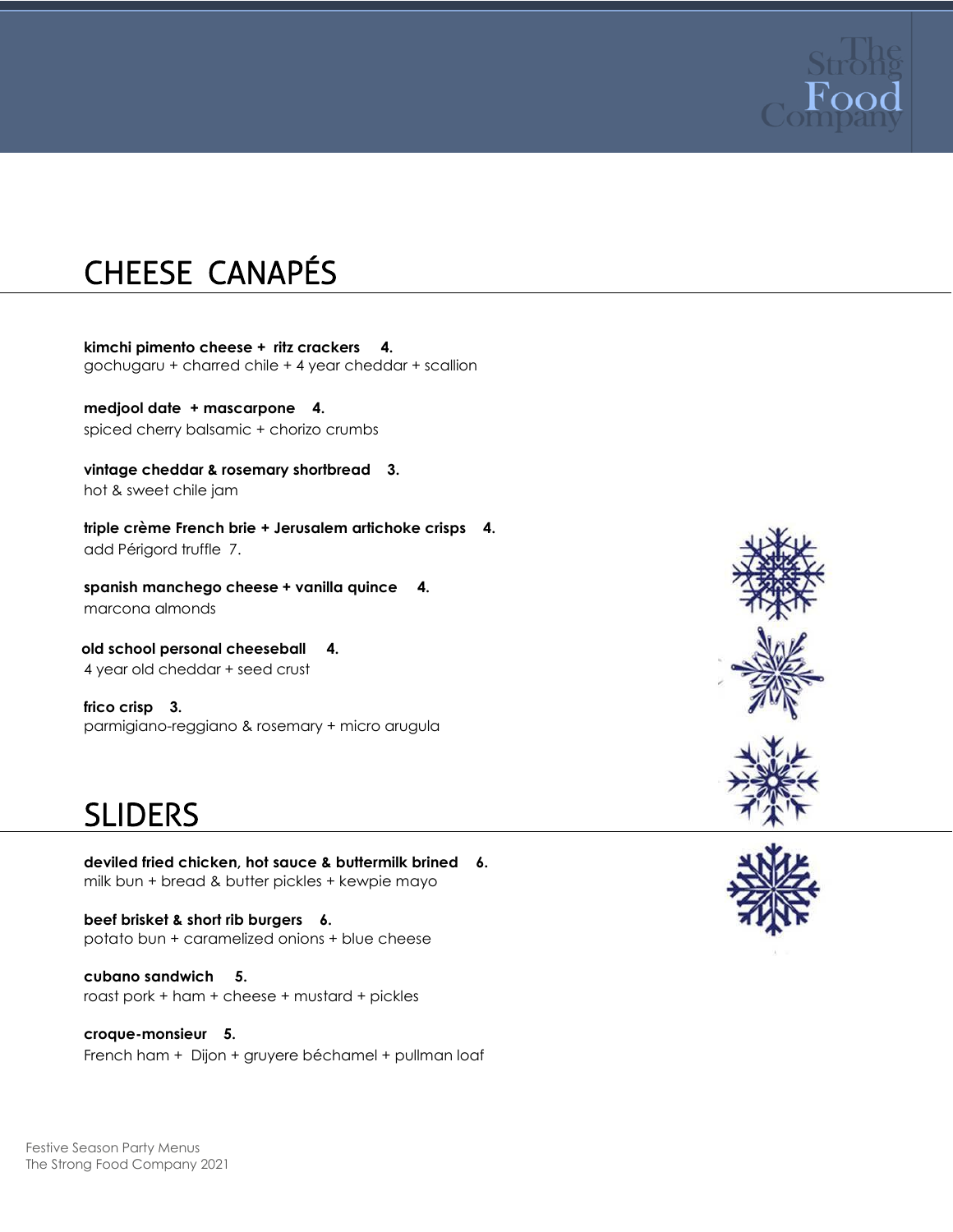# CHEESE CANAPÉS

**kimchi pimento cheese + ritz crackers 4.**
gochugaru + charred chile + 4 year cheddar + scallion

**medjool date + mascarpone 4.**
spiced cherry balsamic + chorizo crumbs

**vintage cheddar & rosemary shortbread 3.**
hot & sweet chile jam

**triple crème French brie + Jerusalem artichoke crisps 4.**
add Périgord truffle 7.

**spanish manchego cheese + vanilla quince 4.**
marcona almonds

**old school personal cheeseball 4.**
4 year old cheddar + seed crust

**frico crisp 3.**
parmigiano-reggiano & rosemary + micro arugula

# SLIDERS

**deviled fried chicken, hot sauce & buttermilk brined 6.**
milk bun + bread & butter pickles + kewpie mayo

**beef brisket & short rib burgers 6.**
potato bun + caramelized onions + blue cheese

**cubano sandwich 5.**
roast pork + ham + cheese + mustard + pickles

**croque-monsieur 5.**
French ham + Dijon + gruyere béchamel + pullman loaf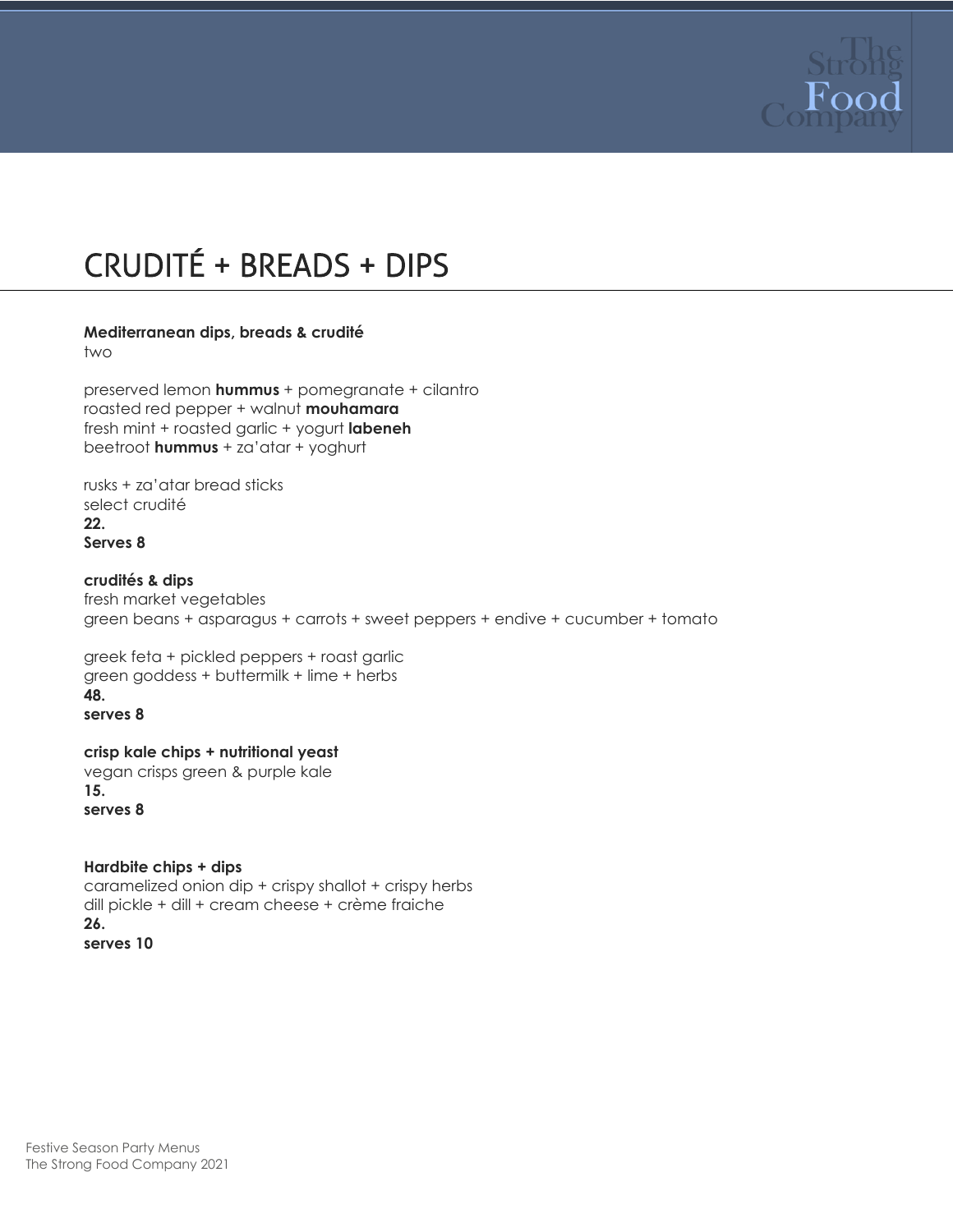# CRUDITÉ + BREADS + DIPS

**Mediterranean dips, breads & crudité**
two

preserved lemon **hummus** + pomegranate + cilantro
roasted red pepper + walnut **mouhamara**
fresh mint + roasted garlic + yogurt **labeneh**
beetroot **hummus** + za'atar + yoghurt

rusks + za'atar bread sticks
select crudité
**22.**
**Serves 8**

**crudités & dips**
fresh market vegetables
green beans + asparagus + carrots + sweet peppers + endive + cucumber + tomato

greek feta + pickled peppers + roast garlic
green goddess + buttermilk + lime + herbs
**48.**
**serves 8**

**crisp kale chips + nutritional yeast**
vegan crisps green & purple kale
**15.**
**serves 8**

**Hardbite chips + dips**
caramelized onion dip + crispy shallot + crispy herbs
dill pickle + dill + cream cheese + crème fraiche
**26.**
**serves 10**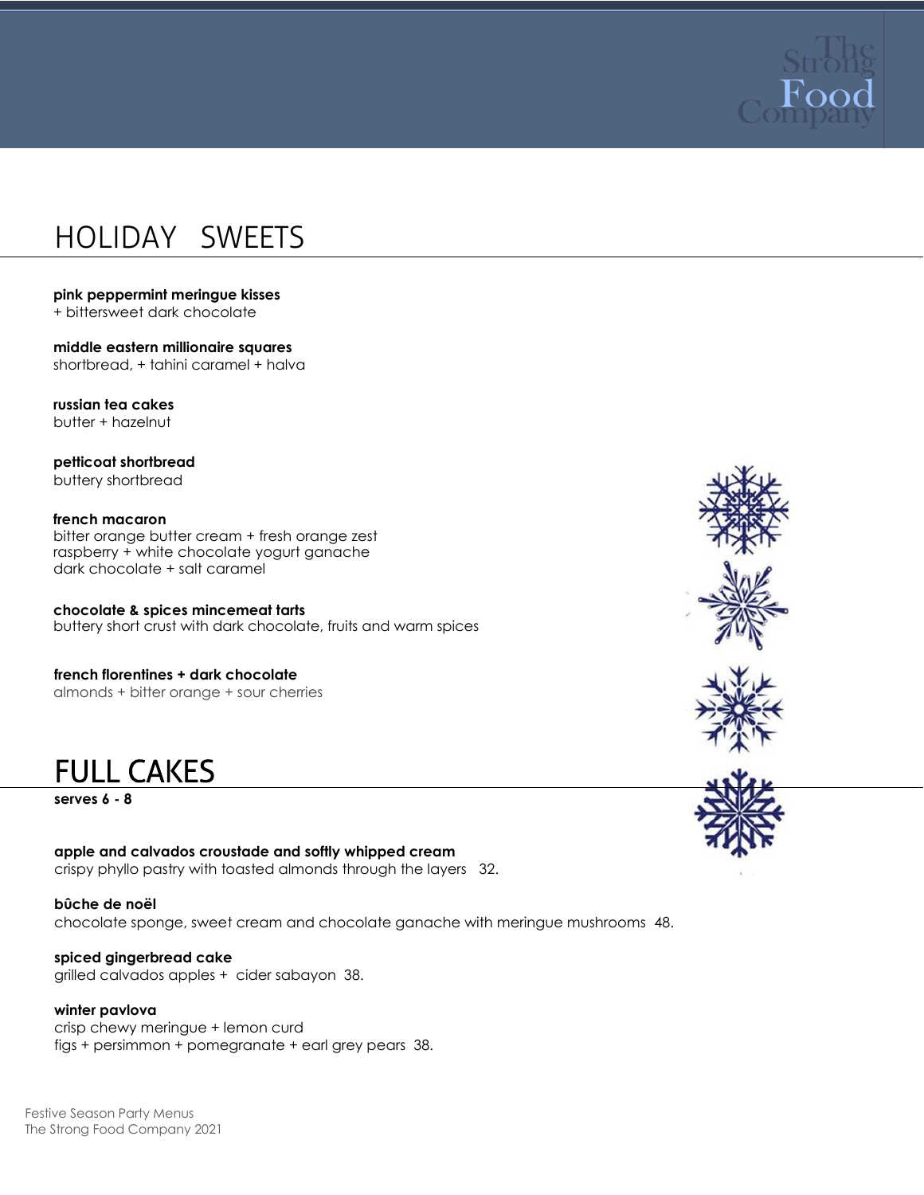# HOLIDAY SWEETS

**pink peppermint meringue kisses**
+ bittersweet dark chocolate

**middle eastern millionaire squares**
shortbread, + tahini caramel + halva

**russian tea cakes**
butter + hazelnut

**petticoat shortbread**
buttery shortbread

**french macaron**
bitter orange butter cream + fresh orange zest
raspberry + white chocolate yogurt ganache
dark chocolate + salt caramel

**chocolate & spices mincemeat tarts**
buttery short crust with dark chocolate, fruits and warm spices

**french florentines + dark chocolate**
almonds + bitter orange + sour cherries

# FULL CAKES

**serves 6 - 8**

**apple and calvados croustade and softly whipped cream**
crispy phyllo pastry with toasted almonds through the layers 32.

**bûche de noël**
chocolate sponge, sweet cream and chocolate ganache with meringue mushrooms 48.

**spiced gingerbread cake**
grilled calvados apples + cider sabayon 38.

**winter pavlova**
crisp chewy meringue + lemon curd
figs + persimmon + pomegranate + earl grey pears 38.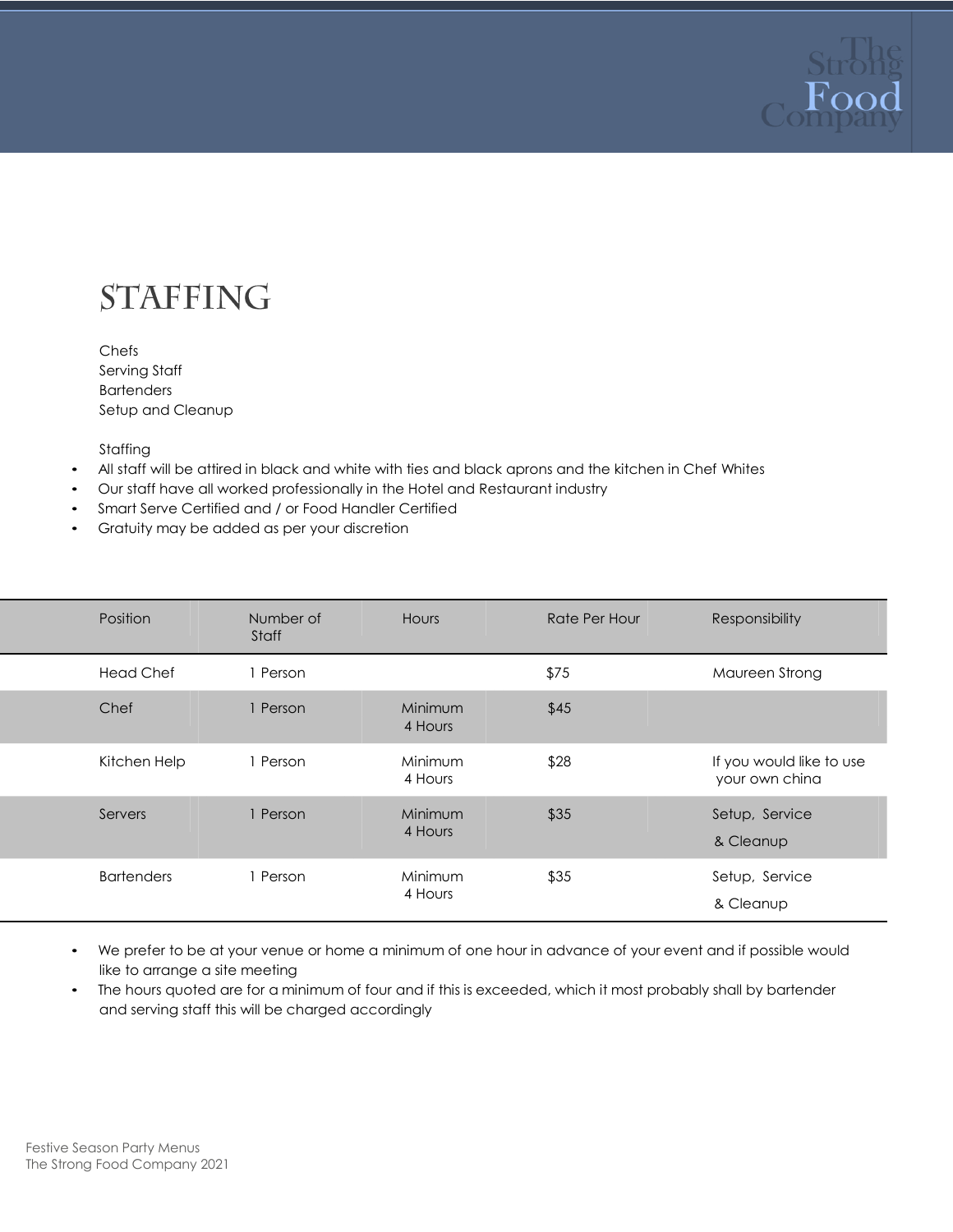# STAFFING

Chefs
Serving Staff
Bartenders
Setup and Cleanup

Staffing

- All staff will be attired in black and white with ties and black aprons and the kitchen in Chef Whites
- Our staff have all worked professionally in the Hotel and Restaurant industry
- Smart Serve Certified and / or Food Handler Certified
- Gratuity may be added as per your discretion

| Position | Number of Staff | Hours | Rate Per Hour | Responsibility |
|---|---|---|---|---|
| Head Chef | 1 Person | | $75 | Maureen Strong |
| Chef | 1 Person | Minimum 4 Hours | $45 | |
| Kitchen Help | 1 Person | Minimum 4 Hours | $28 | If you would like to use your own china |
| Servers | 1 Person | Minimum 4 Hours | $35 | Setup, Service & Cleanup |
| Bartenders | 1 Person | Minimum 4 Hours | $35 | Setup, Service & Cleanup |

- We prefer to be at your venue or home a minimum of one hour in advance of your event and if possible would like to arrange a site meeting
- The hours quoted are for a minimum of four and if this is exceeded, which it most probably shall by bartender and serving staff this will be charged accordingly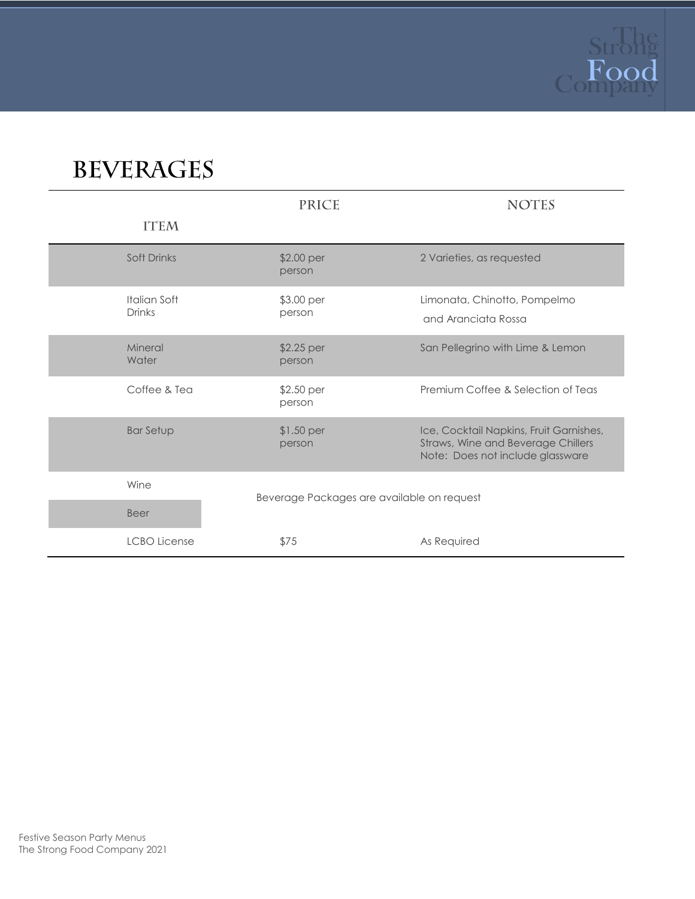# BEVERAGES

| ITEM | PRICE | NOTES |
|---|---|---|
| Soft Drinks | $2.00 per person | 2 Varieties, as requested |
| Italian Soft Drinks | $3.00 per person | Limonata, Chinotto, Pompelmo and Aranciata Rossa |
| Mineral Water | $2.25 per person | San Pellegrino with Lime & Lemon |
| Coffee & Tea | $2.50 per person | Premium Coffee & Selection of Teas |
| Bar Setup | $1.50 per person | Ice, Cocktail Napkins, Fruit Garnishes, Straws, Wine and Beverage Chillers<br>Note: Does not include glassware |
| Wine | Beverage Packages are available on request | |
| Beer | | |
| LCBO License | $75 | As Required |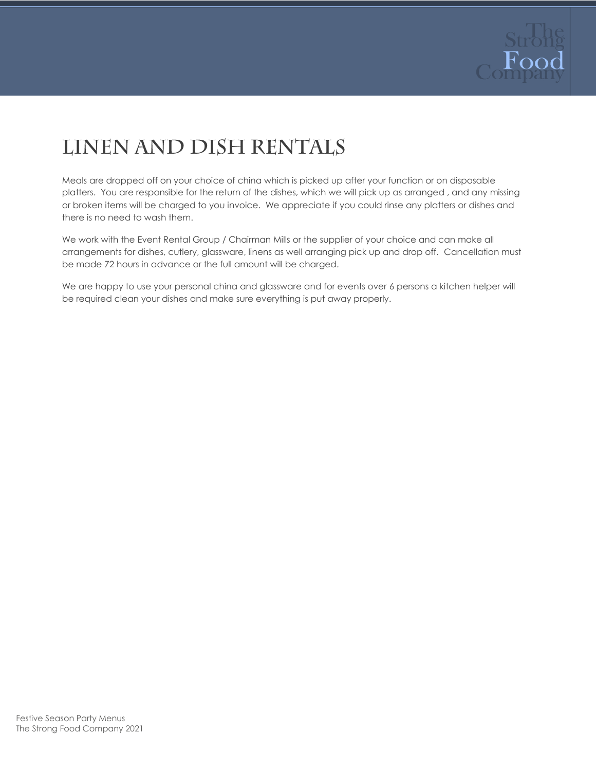# Linen and Dish Rentals

Meals are dropped off on your choice of china which is picked up after your function or on disposable platters. You are responsible for the return of the dishes, which we will pick up as arranged , and any missing or broken items will be charged to you invoice. We appreciate if you could rinse any platters or dishes and there is no need to wash them.

We work with the Event Rental Group / Chairman Mills or the supplier of your choice and can make all arrangements for dishes, cutlery, glassware, linens as well arranging pick up and drop off. Cancellation must be made 72 hours in advance or the full amount will be charged.

We are happy to use your personal china and glassware and for events over 6 persons a kitchen helper will be required clean your dishes and make sure everything is put away properly.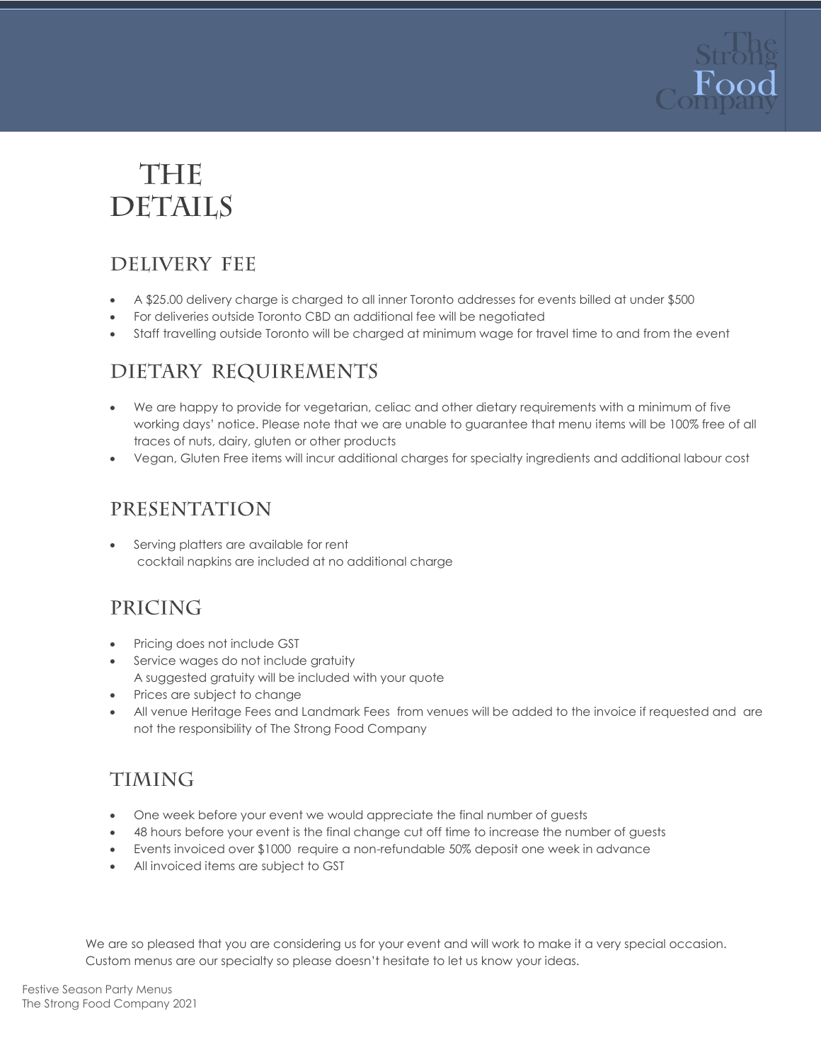# THE DETAILS

## DELIVERY FEE

- A $25.00 delivery charge is charged to all inner Toronto addresses for events billed at under $500
- For deliveries outside Toronto CBD an additional fee will be negotiated
- Staff travelling outside Toronto will be charged at minimum wage for travel time to and from the event

## DIETARY REQUIREMENTS

- We are happy to provide for vegetarian, celiac and other dietary requirements with a minimum of five working days' notice. Please note that we are unable to guarantee that menu items will be 100% free of all traces of nuts, dairy, gluten or other products
- Vegan, Gluten Free items will incur additional charges for specialty ingredients and additional labour cost

## PRESENTATION

- Serving platters are available for rent
  cocktail napkins are included at no additional charge

## PRICING

- Pricing does not include GST
- Service wages do not include gratuity
  A suggested gratuity will be included with your quote
- Prices are subject to change
- All venue Heritage Fees and Landmark Fees from venues will be added to the invoice if requested and are not the responsibility of The Strong Food Company

## TIMING

- One week before your event we would appreciate the final number of guests
- 48 hours before your event is the final change cut off time to increase the number of guests
- Events invoiced over $1000 require a non-refundable 50% deposit one week in advance
- All invoiced items are subject to GST

We are so pleased that you are considering us for your event and will work to make it a very special occasion. Custom menus are our specialty so please doesn't hesitate to let us know your ideas.